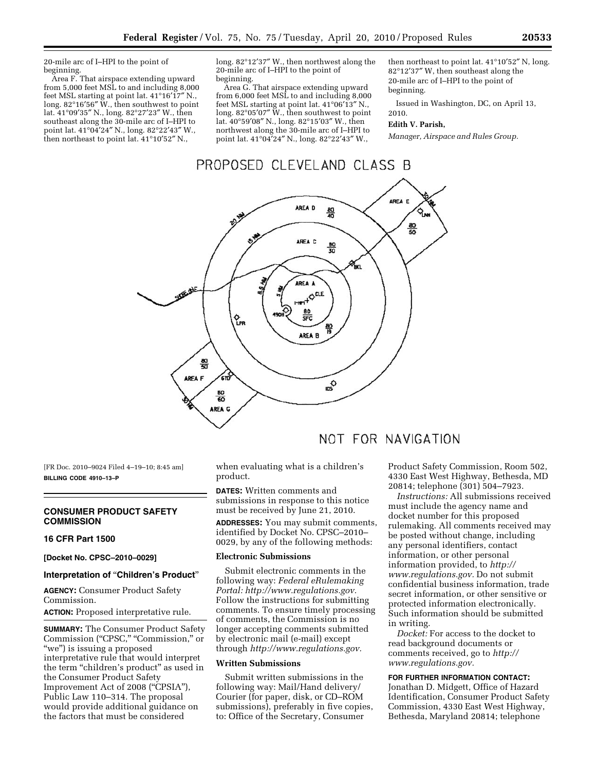20-mile arc of I–HPI to the point of beginning.

Area F. That airspace extending upward from 5,000 feet MSL to and including 8,000 feet MSL starting at point lat. 41°16′17″ N., long. 82°16′56″ W., then southwest to point lat. 41°09′35″ N., long. 82°27′23″ W., then southeast along the 30-mile arc of I–HPI to point lat. 41°04′24″ N., long. 82°22′43″ W., then northeast to point lat. 41°10′52″ N., long. 82°12′37″ W., then northwest along the 20-mile arc of I–HPI to the point of beginning.

Area G. That airspace extending upward from 6,000 feet MSL to and including 8,000 feet MSL starting at point lat. 41°06′13″ N., long. 82°05′07″ W., then southwest to point lat. 40°59′08″ N., long. 82°15′03″ W., then northwest along the 30-mile arc of I–HPI to point lat. 41°04′24″ N., long. 82°22′43″ W., then northeast to point lat. 41°10′52″ N, long. 82°12′37″ W, then southeast along the 20-mile arc of I–HPI to the point of beginning.

Issued in Washington, DC, on April 13, 2010.

**Edith V. Parish,**

*Manager, Airspace and Rules Group.*

PROPOSED CLEVELAND CLASS B

NOT FOR NAVIGATION

[FR Doc. 2010–9024 Filed 4–19–10; 8:45 am]

**BILLING CODE 4910–13–P**

---

## CONSUMER PRODUCT SAFETY COMMISSION

### 16 CFR Part 1500

**[Docket No. CPSC–2010–0029]**

### Interpretation of "Children's Product"

**AGENCY:** Consumer Product Safety Commission.

**ACTION:** Proposed interpretative rule.

**SUMMARY:** The Consumer Product Safety Commission ("CPSC," "Commission," or "we") is issuing a proposed interpretative rule that would interpret the term "children's product" as used in the Consumer Product Safety Improvement Act of 2008 ("CPSIA"), Public Law 110–314. The proposal would provide additional guidance on the factors that must be considered when evaluating what is a children's product.

**DATES:** Written comments and submissions in response to this notice must be received by June 21, 2010.

**ADDRESSES:** You may submit comments, identified by Docket No. CPSC–2010–0029, by any of the following methods:

**Electronic Submissions**

Submit electronic comments in the following way: *Federal eRulemaking Portal: http://www.regulations.gov.* Follow the instructions for submitting comments. To ensure timely processing of comments, the Commission is no longer accepting comments submitted by electronic mail (e-mail) except through *http://www.regulations.gov.*

**Written Submissions**

Submit written submissions in the following way: Mail/Hand delivery/Courier (for paper, disk, or CD–ROM submissions), preferably in five copies, to: Office of the Secretary, Consumer Product Safety Commission, Room 502, 4330 East West Highway, Bethesda, MD 20814; telephone (301) 504–7923.

*Instructions:* All submissions received must include the agency name and docket number for this proposed rulemaking. All comments received may be posted without change, including any personal identifiers, contact information, or other personal information provided, to *http://www.regulations.gov.* Do not submit confidential business information, trade secret information, or other sensitive or protected information electronically. Such information should be submitted in writing.

*Docket:* For access to the docket to read background documents or comments received, go to *http://www.regulations.gov.*

**FOR FURTHER INFORMATION CONTACT:** Jonathan D. Midgett, Office of Hazard Identification, Consumer Product Safety Commission, 4330 East West Highway, Bethesda, Maryland 20814; telephone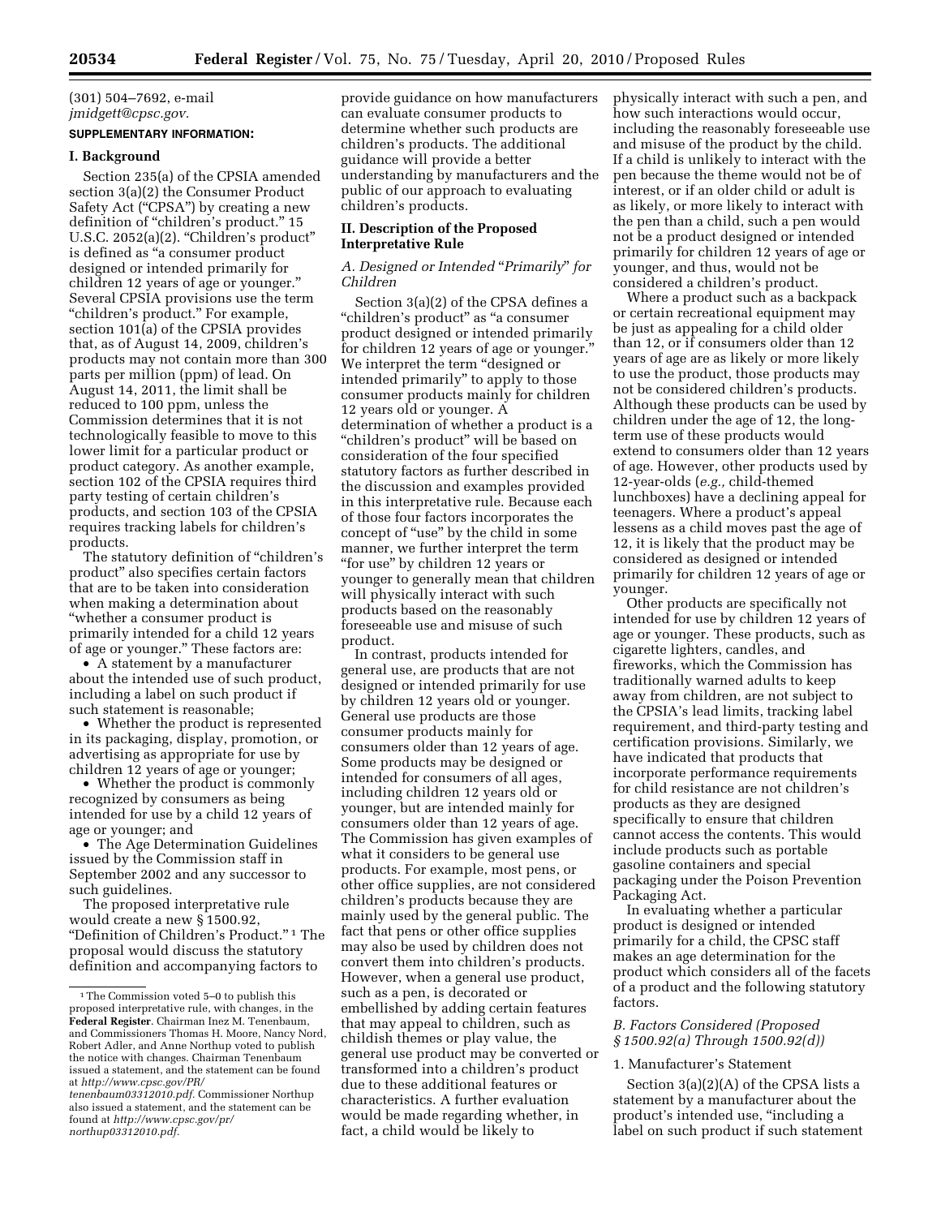(301) 504–7692, e-mail *jmidgett@cpsc.gov.*

**SUPPLEMENTARY INFORMATION:**

## I. Background

Section 235(a) of the CPSIA amended section 3(a)(2) the Consumer Product Safety Act ("CPSA") by creating a new definition of "children's product." 15 U.S.C. 2052(a)(2). "Children's product" is defined as "a consumer product designed or intended primarily for children 12 years of age or younger." Several CPSIA provisions use the term "children's product." For example, section 101(a) of the CPSIA provides that, as of August 14, 2009, children's products may not contain more than 300 parts per million (ppm) of lead. On August 14, 2011, the limit shall be reduced to 100 ppm, unless the Commission determines that it is not technologically feasible to move to this lower limit for a particular product or product category. As another example, section 102 of the CPSIA requires third party testing of certain children's products, and section 103 of the CPSIA requires tracking labels for children's products.

The statutory definition of "children's product" also specifies certain factors that are to be taken into consideration when making a determination about "whether a consumer product is primarily intended for a child 12 years of age or younger." These factors are:

- A statement by a manufacturer about the intended use of such product, including a label on such product if such statement is reasonable;
- Whether the product is represented in its packaging, display, promotion, or advertising as appropriate for use by children 12 years of age or younger;
- Whether the product is commonly recognized by consumers as being intended for use by a child 12 years of age or younger; and
- The Age Determination Guidelines issued by the Commission staff in September 2002 and any successor to such guidelines.

The proposed interpretative rule would create a new § 1500.92, "Definition of Children's Product." [1] The proposal would discuss the statutory definition and accompanying factors to provide guidance on how manufacturers can evaluate consumer products to determine whether such products are children's products. The additional guidance will provide a better understanding by manufacturers and the public of our approach to evaluating children's products.

## II. Description of the Proposed Interpretative Rule

### *A. Designed or Intended "Primarily" for Children*

Section 3(a)(2) of the CPSA defines a "children's product" as "a consumer product designed or intended primarily for children 12 years of age or younger." We interpret the term "designed or intended primarily" to apply to those consumer products mainly for children 12 years old or younger. A determination of whether a product is a "children's product" will be based on consideration of the four specified statutory factors as further described in the discussion and examples provided in this interpretative rule. Because each of those four factors incorporates the concept of "use" by the child in some manner, we further interpret the term "for use" by children 12 years or younger to generally mean that children will physically interact with such products based on the reasonably foreseeable use and misuse of such product.

In contrast, products intended for general use, are products that are not designed or intended primarily for use by children 12 years old or younger. General use products are those consumer products mainly for consumers older than 12 years of age. Some products may be designed or intended for consumers of all ages, including children 12 years old or younger, but are intended mainly for consumers older than 12 years of age. The Commission has given examples of what it considers to be general use products. For example, most pens, or other office supplies, are not considered children's products because they are mainly used by the general public. The fact that pens or other office supplies may also be used by children does not convert them into children's products. However, when a general use product, such as a pen, is decorated or embellished by adding certain features that may appeal to children, such as childish themes or play value, the general use product may be converted or transformed into a children's product due to these additional features or characteristics. A further evaluation would be made regarding whether, in fact, a child would be likely to physically interact with such a pen, and how such interactions would occur, including the reasonably foreseeable use and misuse of the product by the child. If a child is unlikely to interact with the pen because the theme would not be of interest, or if an older child or adult is as likely, or more likely to interact with the pen than a child, such a pen would not be a product designed or intended primarily for children 12 years of age or younger, and thus, would not be considered a children's product.

Where a product such as a backpack or certain recreational equipment may be just as appealing for a child older than 12, or if consumers older than 12 years of age are as likely or more likely to use the product, those products may not be considered children's products. Although these products can be used by children under the age of 12, the long-term use of these products would extend to consumers older than 12 years of age. However, other products used by 12-year-olds (*e.g.,* child-themed lunchboxes) have a declining appeal for teenagers. Where a product's appeal lessens as a child moves past the age of 12, it is likely that the product may be considered as designed or intended primarily for children 12 years of age or younger.

Other products are specifically not intended for use by children 12 years of age or younger. These products, such as cigarette lighters, candles, and fireworks, which the Commission has traditionally warned adults to keep away from children, are not subject to the CPSIA's lead limits, tracking label requirement, and third-party testing and certification provisions. Similarly, we have indicated that products that incorporate performance requirements for child resistance are not children's products as they are designed specifically to ensure that children cannot access the contents. This would include products such as portable gasoline containers and special packaging under the Poison Prevention Packaging Act.

In evaluating whether a particular product is designed or intended primarily for a child, the CPSC staff makes an age determination for the product which considers all of the facets of a product and the following statutory factors.

### *B. Factors Considered (Proposed § 1500.92(a) Through 1500.92(d))*

1. Manufacturer's Statement

Section 3(a)(2)(A) of the CPSA lists a statement by a manufacturer about the product's intended use, "including a label on such product if such statement

[1] The Commission voted 5–0 to publish this proposed interpretative rule, with changes, in the **Federal Register**. Chairman Inez M. Tenenbaum, and Commissioners Thomas H. Moore, Nancy Nord, Robert Adler, and Anne Northup voted to publish the notice with changes. Chairman Tenenbaum issued a statement, and the statement can be found at *http://www.cpsc.gov/PR/tenenbaum03312010.pdf.* Commissioner Northup also issued a statement, and the statement can be found at *http://www.cpsc.gov/pr/northup03312010.pdf.*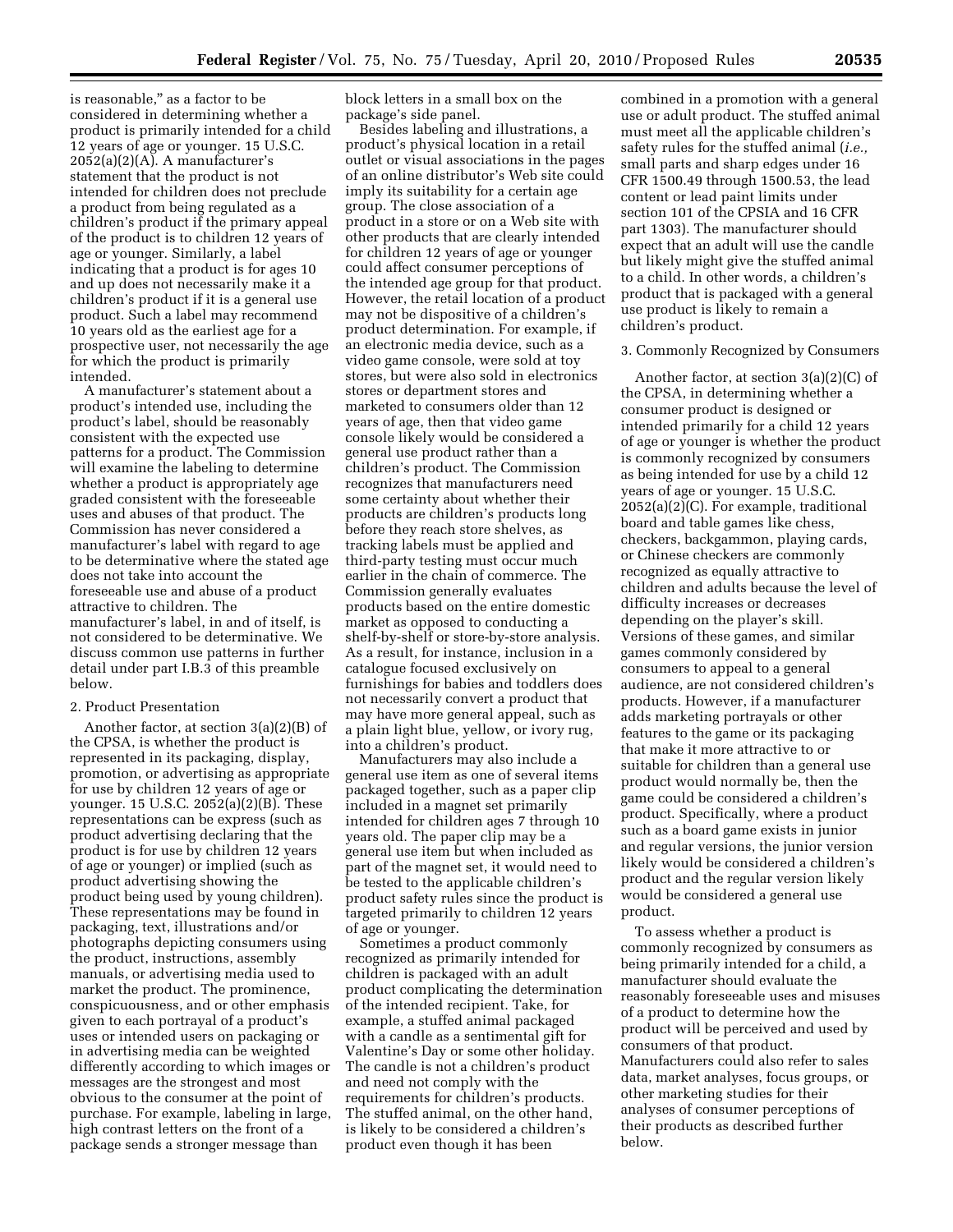is reasonable," as a factor to be considered in determining whether a product is primarily intended for a child 12 years of age or younger. 15 U.S.C. 2052(a)(2)(A). A manufacturer's statement that the product is not intended for children does not preclude a product from being regulated as a children's product if the primary appeal of the product is to children 12 years of age or younger. Similarly, a label indicating that a product is for ages 10 and up does not necessarily make it a children's product if it is a general use product. Such a label may recommend 10 years old as the earliest age for a prospective user, not necessarily the age for which the product is primarily intended.

A manufacturer's statement about a product's intended use, including the product's label, should be reasonably consistent with the expected use patterns for a product. The Commission will examine the labeling to determine whether a product is appropriately age graded consistent with the foreseeable uses and abuses of that product. The Commission has never considered a manufacturer's label with regard to age to be determinative where the stated age does not take into account the foreseeable use and abuse of a product attractive to children. The manufacturer's label, in and of itself, is not considered to be determinative. We discuss common use patterns in further detail under part I.B.3 of this preamble below.

2. Product Presentation

Another factor, at section 3(a)(2)(B) of the CPSA, is whether the product is represented in its packaging, display, promotion, or advertising as appropriate for use by children 12 years of age or younger. 15 U.S.C. 2052(a)(2)(B). These representations can be express (such as product advertising declaring that the product is for use by children 12 years of age or younger) or implied (such as product advertising showing the product being used by young children). These representations may be found in packaging, text, illustrations and/or photographs depicting consumers using the product, instructions, assembly manuals, or advertising media used to market the product. The prominence, conspicuousness, and or other emphasis given to each portrayal of a product's uses or intended users on packaging or in advertising media can be weighted differently according to which images or messages are the strongest and most obvious to the consumer at the point of purchase. For example, labeling in large, high contrast letters on the front of a package sends a stronger message than block letters in a small box on the package's side panel.

Besides labeling and illustrations, a product's physical location in a retail outlet or visual associations in the pages of an online distributor's Web site could imply its suitability for a certain age group. The close association of a product in a store or on a Web site with other products that are clearly intended for children 12 years of age or younger could affect consumer perceptions of the intended age group for that product. However, the retail location of a product may not be dispositive of a children's product determination. For example, if an electronic media device, such as a video game console, were sold at toy stores, but were also sold in electronics stores or department stores and marketed to consumers older than 12 years of age, then that video game console likely would be considered a general use product rather than a children's product. The Commission recognizes that manufacturers need some certainty about whether their products are children's products long before they reach store shelves, as tracking labels must be applied and third-party testing must occur much earlier in the chain of commerce. The Commission generally evaluates products based on the entire domestic market as opposed to conducting a shelf-by-shelf or store-by-store analysis. As a result, for instance, inclusion in a catalogue focused exclusively on furnishings for babies and toddlers does not necessarily convert a product that may have more general appeal, such as a plain light blue, yellow, or ivory rug, into a children's product.

Manufacturers may also include a general use item as one of several items packaged together, such as a paper clip included in a magnet set primarily intended for children ages 7 through 10 years old. The paper clip may be a general use item but when included as part of the magnet set, it would need to be tested to the applicable children's product safety rules since the product is targeted primarily to children 12 years of age or younger.

Sometimes a product commonly recognized as primarily intended for children is packaged with an adult product complicating the determination of the intended recipient. Take, for example, a stuffed animal packaged with a candle as a sentimental gift for Valentine's Day or some other holiday. The candle is not a children's product and need not comply with the requirements for children's products. The stuffed animal, on the other hand, is likely to be considered a children's product even though it has been combined in a promotion with a general use or adult product. The stuffed animal must meet all the applicable children's safety rules for the stuffed animal (*i.e.,* small parts and sharp edges under 16 CFR 1500.49 through 1500.53, the lead content or lead paint limits under section 101 of the CPSIA and 16 CFR part 1303). The manufacturer should expect that an adult will use the candle but likely might give the stuffed animal to a child. In other words, a children's product that is packaged with a general use product is likely to remain a children's product.

3. Commonly Recognized by Consumers

Another factor, at section 3(a)(2)(C) of the CPSA, in determining whether a consumer product is designed or intended primarily for a child 12 years of age or younger is whether the product is commonly recognized by consumers as being intended for use by a child 12 years of age or younger. 15 U.S.C. 2052(a)(2)(C). For example, traditional board and table games like chess, checkers, backgammon, playing cards, or Chinese checkers are commonly recognized as equally attractive to children and adults because the level of difficulty increases or decreases depending on the player's skill. Versions of these games, and similar games commonly considered by consumers to appeal to a general audience, are not considered children's products. However, if a manufacturer adds marketing portrayals or other features to the game or its packaging that make it more attractive to or suitable for children than a general use product would normally be, then the game could be considered a children's product. Specifically, where a product such as a board game exists in junior and regular versions, the junior version likely would be considered a children's product and the regular version likely would be considered a general use product.

To assess whether a product is commonly recognized by consumers as being primarily intended for a child, a manufacturer should evaluate the reasonably foreseeable uses and misuses of a product to determine how the product will be perceived and used by consumers of that product. Manufacturers could also refer to sales data, market analyses, focus groups, or other marketing studies for their analyses of consumer perceptions of their products as described further below.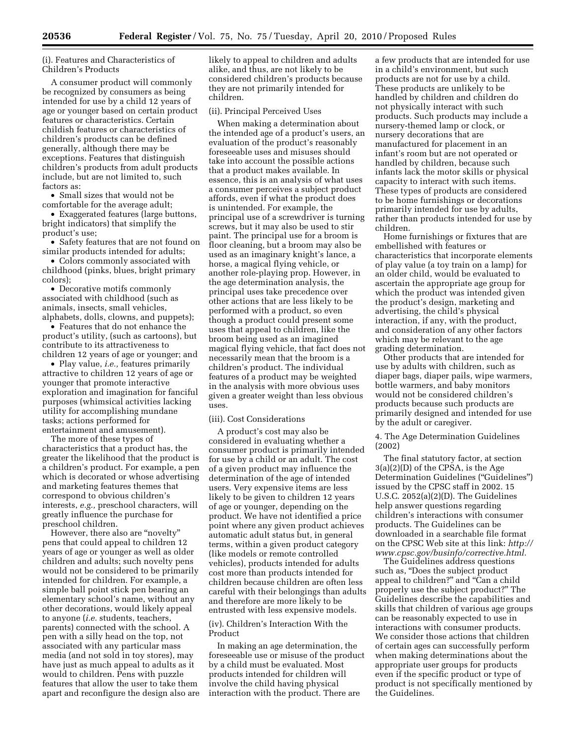(i). Features and Characteristics of Children's Products

A consumer product will commonly be recognized by consumers as being intended for use by a child 12 years of age or younger based on certain product features or characteristics. Certain childish features or characteristics of children's products can be defined generally, although there may be exceptions. Features that distinguish children's products from adult products include, but are not limited to, such factors as:

- Small sizes that would not be comfortable for the average adult;
- Exaggerated features (large buttons, bright indicators) that simplify the product's use;
- Safety features that are not found on similar products intended for adults;
- Colors commonly associated with childhood (pinks, blues, bright primary colors);
- Decorative motifs commonly associated with childhood (such as animals, insects, small vehicles, alphabets, dolls, clowns, and puppets);
- Features that do not enhance the product's utility, (such as cartoons), but contribute to its attractiveness to children 12 years of age or younger; and
- Play value, *i.e.,* features primarily attractive to children 12 years of age or younger that promote interactive exploration and imagination for fanciful purposes (whimsical activities lacking utility for accomplishing mundane tasks; actions performed for entertainment and amusement).

The more of these types of characteristics that a product has, the greater the likelihood that the product is a children's product. For example, a pen which is decorated or whose advertising and marketing features themes that correspond to obvious children's interests, *e.g.,* preschool characters, will greatly influence the purchase for preschool children.

However, there also are "novelty" pens that could appeal to children 12 years of age or younger as well as older children and adults; such novelty pens would not be considered to be primarily intended for children. For example, a simple ball point stick pen bearing an elementary school's name, without any other decorations, would likely appeal to anyone (*i.e.* students, teachers, parents) connected with the school. A pen with a silly head on the top, not associated with any particular mass media (and not sold in toy stores), may have just as much appeal to adults as it would to children. Pens with puzzle features that allow the user to take them apart and reconfigure the design also are likely to appeal to children and adults alike, and thus, are not likely to be considered children's products because they are not primarily intended for children.

(ii). Principal Perceived Uses

When making a determination about the intended age of a product's users, an evaluation of the product's reasonably foreseeable uses and misuses should take into account the possible actions that a product makes available. In essence, this is an analysis of what uses a consumer perceives a subject product affords, even if what the product does is unintended. For example, the principal use of a screwdriver is turning screws, but it may also be used to stir paint. The principal use for a broom is floor cleaning, but a broom may also be used as an imaginary knight's lance, a horse, a magical flying vehicle, or another role-playing prop. However, in the age determination analysis, the principal uses take precedence over other actions that are less likely to be performed with a product, so even though a product could present some uses that appeal to children, like the broom being used as an imagined magical flying vehicle, that fact does not necessarily mean that the broom is a children's product. The individual features of a product may be weighted in the analysis with more obvious uses given a greater weight than less obvious uses.

(iii). Cost Considerations

A product's cost may also be considered in evaluating whether a consumer product is primarily intended for use by a child or an adult. The cost of a given product may influence the determination of the age of intended users. Very expensive items are less likely to be given to children 12 years of age or younger, depending on the product. We have not identified a price point where any given product achieves automatic adult status but, in general terms, within a given product category (like models or remote controlled vehicles), products intended for adults cost more than products intended for children because children are often less careful with their belongings than adults and therefore are more likely to be entrusted with less expensive models.

(iv). Children's Interaction With the Product

In making an age determination, the foreseeable use or misuse of the product by a child must be evaluated. Most products intended for children will involve the child having physical interaction with the product. There are a few products that are intended for use in a child's environment, but such products are not for use by a child. These products are unlikely to be handled by children and children do not physically interact with such products. Such products may include a nursery-themed lamp or clock, or nursery decorations that are manufactured for placement in an infant's room but are not operated or handled by children, because such infants lack the motor skills or physical capacity to interact with such items. These types of products are considered to be home furnishings or decorations primarily intended for use by adults, rather than products intended for use by children.

Home furnishings or fixtures that are embellished with features or characteristics that incorporate elements of play value (a toy train on a lamp) for an older child, would be evaluated to ascertain the appropriate age group for which the product was intended given the product's design, marketing and advertising, the child's physical interaction, if any, with the product, and consideration of any other factors which may be relevant to the age grading determination.

Other products that are intended for use by adults with children, such as diaper bags, diaper pails, wipe warmers, bottle warmers, and baby monitors would not be considered children's products because such products are primarily designed and intended for use by the adult or caregiver.

4. The Age Determination Guidelines (2002)

The final statutory factor, at section 3(a)(2)(D) of the CPSA, is the Age Determination Guidelines ("Guidelines") issued by the CPSC staff in 2002. 15 U.S.C. 2052(a)(2)(D). The Guidelines help answer questions regarding children's interactions with consumer products. The Guidelines can be downloaded in a searchable file format on the CPSC Web site at this link: *http://www.cpsc.gov/businfo/corrective.html.*

The Guidelines address questions such as, "Does the subject product appeal to children?" and "Can a child properly use the subject product?" The Guidelines describe the capabilities and skills that children of various age groups can be reasonably expected to use in interactions with consumer products. We consider those actions that children of certain ages can successfully perform when making determinations about the appropriate user groups for products even if the specific product or type of product is not specifically mentioned by the Guidelines.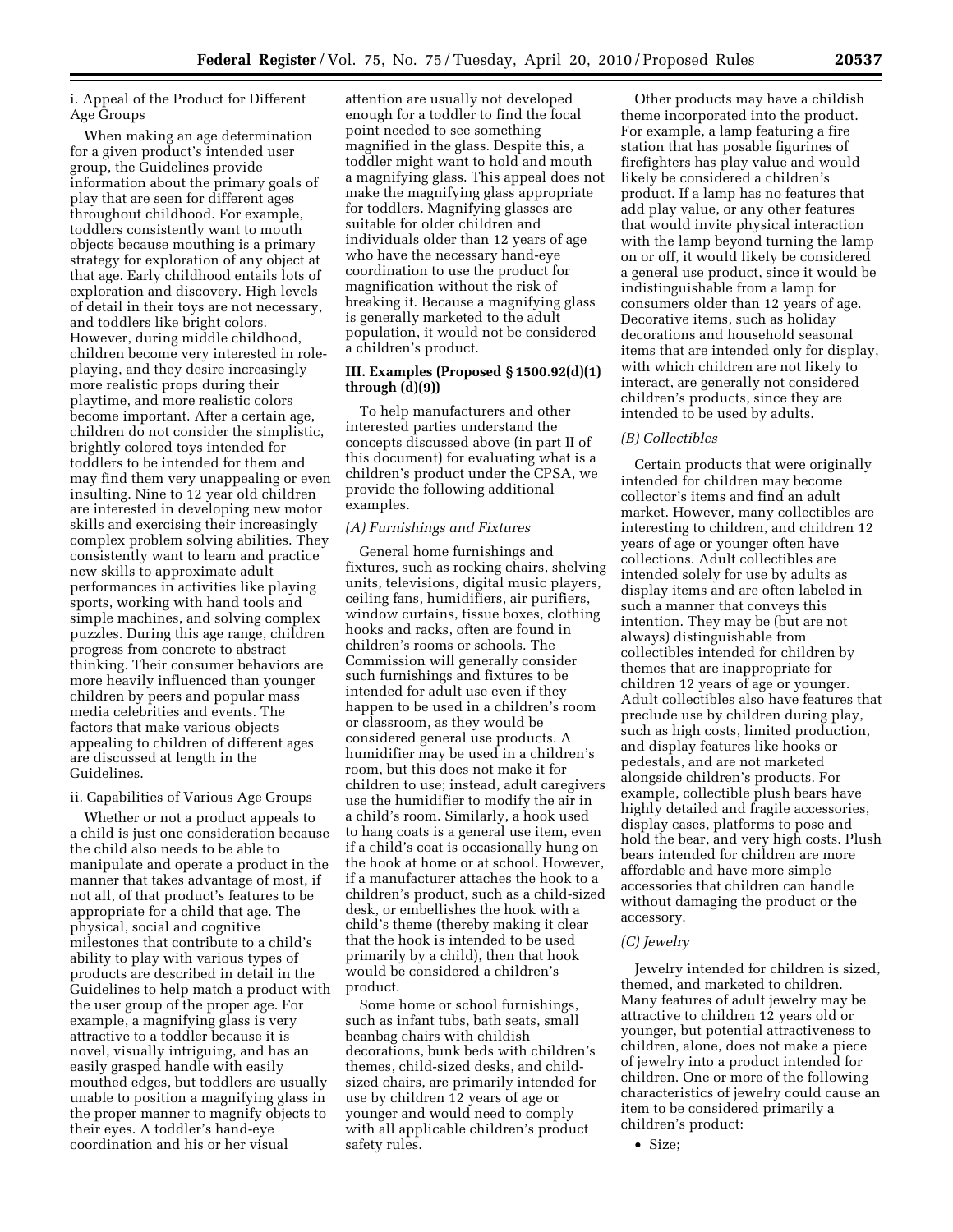i. Appeal of the Product for Different Age Groups

When making an age determination for a given product's intended user group, the Guidelines provide information about the primary goals of play that are seen for different ages throughout childhood. For example, toddlers consistently want to mouth objects because mouthing is a primary strategy for exploration of any object at that age. Early childhood entails lots of exploration and discovery. High levels of detail in their toys are not necessary, and toddlers like bright colors. However, during middle childhood, children become very interested in role-playing, and they desire increasingly more realistic props during their playtime, and more realistic colors become important. After a certain age, children do not consider the simplistic, brightly colored toys intended for toddlers to be intended for them and may find them very unappealing or even insulting. Nine to 12 year old children are interested in developing new motor skills and exercising their increasingly complex problem solving abilities. They consistently want to learn and practice new skills to approximate adult performances in activities like playing sports, working with hand tools and simple machines, and solving complex puzzles. During this age range, children progress from concrete to abstract thinking. Their consumer behaviors are more heavily influenced than younger children by peers and popular mass media celebrities and events. The factors that make various objects appealing to children of different ages are discussed at length in the Guidelines.

ii. Capabilities of Various Age Groups

Whether or not a product appeals to a child is just one consideration because the child also needs to be able to manipulate and operate a product in the manner that takes advantage of most, if not all, of that product's features to be appropriate for a child that age. The physical, social and cognitive milestones that contribute to a child's ability to play with various types of products are described in detail in the Guidelines to help match a product with the user group of the proper age. For example, a magnifying glass is very attractive to a toddler because it is novel, visually intriguing, and has an easily grasped handle with easily mouthed edges, but toddlers are usually unable to position a magnifying glass in the proper manner to magnify objects to their eyes. A toddler's hand-eye coordination and his or her visual attention are usually not developed enough for a toddler to find the focal point needed to see something magnified in the glass. Despite this, a toddler might want to hold and mouth a magnifying glass. This appeal does not make the magnifying glass appropriate for toddlers. Magnifying glasses are suitable for older children and individuals older than 12 years of age who have the necessary hand-eye coordination to use the product for magnification without the risk of breaking it. Because a magnifying glass is generally marketed to the adult population, it would not be considered a children's product.

**III. Examples (Proposed § 1500.92(d)(1) through (d)(9))**

To help manufacturers and other interested parties understand the concepts discussed above (in part II of this document) for evaluating what is a children's product under the CPSA, we provide the following additional examples.

*(A) Furnishings and Fixtures*

General home furnishings and fixtures, such as rocking chairs, shelving units, televisions, digital music players, ceiling fans, humidifiers, air purifiers, window curtains, tissue boxes, clothing hooks and racks, often are found in children's rooms or schools. The Commission will generally consider such furnishings and fixtures to be intended for adult use even if they happen to be used in a children's room or classroom, as they would be considered general use products. A humidifier may be used in a children's room, but this does not make it for children to use; instead, adult caregivers use the humidifier to modify the air in a child's room. Similarly, a hook used to hang coats is a general use item, even if a child's coat is occasionally hung on the hook at home or at school. However, if a manufacturer attaches the hook to a children's product, such as a child-sized desk, or embellishes the hook with a child's theme (thereby making it clear that the hook is intended to be used primarily by a child), then that hook would be considered a children's product.

Some home or school furnishings, such as infant tubs, bath seats, small beanbag chairs with childish decorations, bunk beds with children's themes, child-sized desks, and child-sized chairs, are primarily intended for use by children 12 years of age or younger and would need to comply with all applicable children's product safety rules.

Other products may have a childish theme incorporated into the product. For example, a lamp featuring a fire station that has posable figurines of firefighters has play value and would likely be considered a children's product. If a lamp has no features that add play value, or any other features that would invite physical interaction with the lamp beyond turning the lamp on or off, it would likely be considered a general use product, since it would be indistinguishable from a lamp for consumers older than 12 years of age. Decorative items, such as holiday decorations and household seasonal items that are intended only for display, with which children are not likely to interact, are generally not considered children's products, since they are intended to be used by adults.

*(B) Collectibles*

Certain products that were originally intended for children may become collector's items and find an adult market. However, many collectibles are interesting to children, and children 12 years of age or younger often have collections. Adult collectibles are intended solely for use by adults as display items and are often labeled in such a manner that conveys this intention. They may be (but are not always) distinguishable from collectibles intended for children by themes that are inappropriate for children 12 years of age or younger. Adult collectibles also have features that preclude use by children during play, such as high costs, limited production, and display features like hooks or pedestals, and are not marketed alongside children's products. For example, collectible plush bears have highly detailed and fragile accessories, display cases, platforms to pose and hold the bear, and very high costs. Plush bears intended for children are more affordable and have more simple accessories that children can handle without damaging the product or the accessory.

*(C) Jewelry*

Jewelry intended for children is sized, themed, and marketed to children. Many features of adult jewelry may be attractive to children 12 years old or younger, but potential attractiveness to children, alone, does not make a piece of jewelry into a product intended for children. One or more of the following characteristics of jewelry could cause an item to be considered primarily a children's product:

- Size;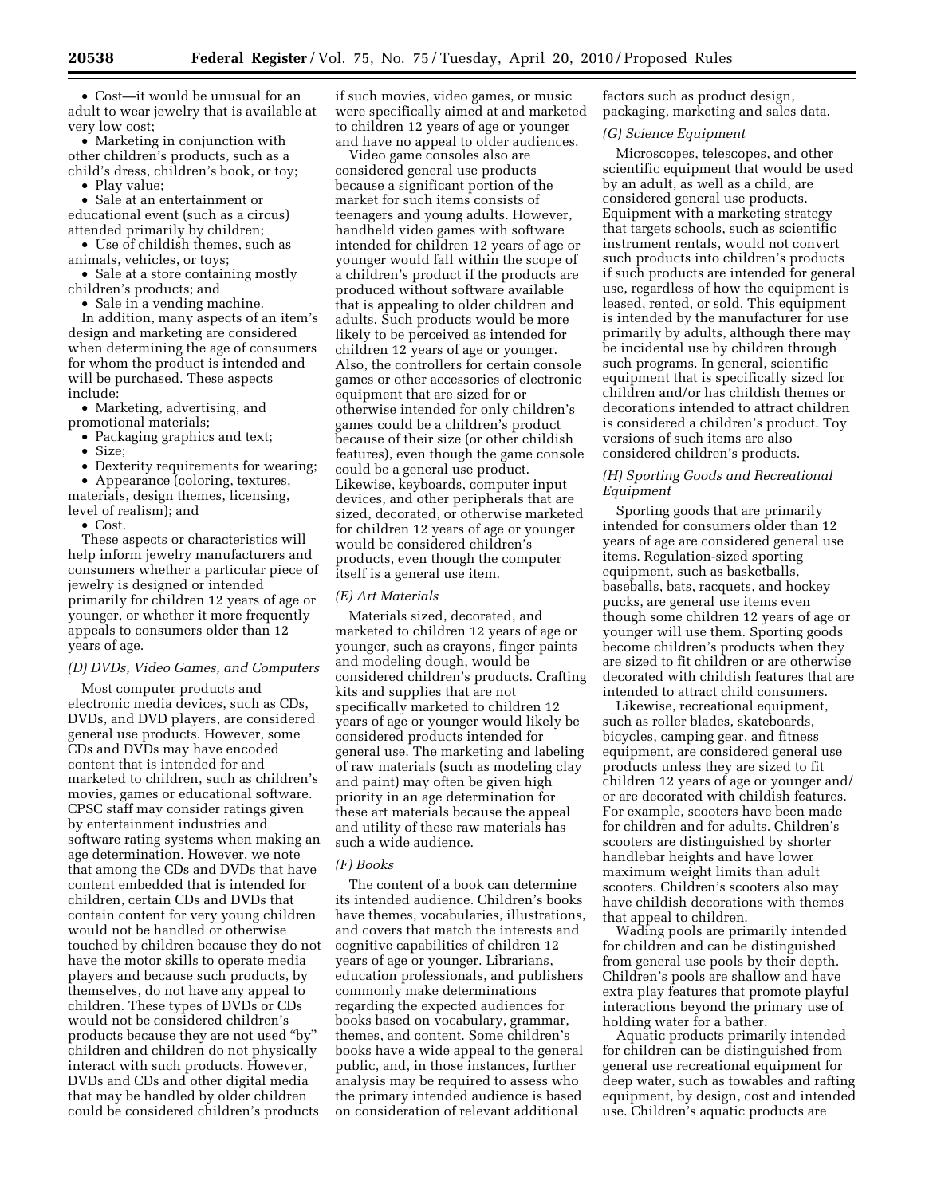- Cost—it would be unusual for an adult to wear jewelry that is available at very low cost;
- Marketing in conjunction with other children's products, such as a child's dress, children's book, or toy;
- Play value;
- Sale at an entertainment or educational event (such as a circus) attended primarily by children;
- Use of childish themes, such as animals, vehicles, or toys;
- Sale at a store containing mostly children's products; and
- Sale in a vending machine.

In addition, many aspects of an item's design and marketing are considered when determining the age of consumers for whom the product is intended and will be purchased. These aspects include:

- Marketing, advertising, and promotional materials;
- Packaging graphics and text;
- Size;
- Dexterity requirements for wearing;
- Appearance (coloring, textures, materials, design themes, licensing, level of realism); and
- Cost.

These aspects or characteristics will help inform jewelry manufacturers and consumers whether a particular piece of jewelry is designed or intended primarily for children 12 years of age or younger, or whether it more frequently appeals to consumers older than 12 years of age.

*(D) DVDs, Video Games, and Computers*

Most computer products and electronic media devices, such as CDs, DVDs, and DVD players, are considered general use products. However, some CDs and DVDs may have encoded content that is intended for and marketed to children, such as children's movies, games or educational software. CPSC staff may consider ratings given by entertainment industries and software rating systems when making an age determination. However, we note that among the CDs and DVDs that have content embedded that is intended for children, certain CDs and DVDs that contain content for very young children would not be handled or otherwise touched by children because they do not have the motor skills to operate media players and because such products, by themselves, do not have any appeal to children. These types of DVDs or CDs would not be considered children's products because they are not used "by" children and children do not physically interact with such products. However, DVDs and CDs and other digital media that may be handled by older children could be considered children's products if such movies, video games, or music were specifically aimed at and marketed to children 12 years of age or younger and have no appeal to older audiences.

Video game consoles also are considered general use products because a significant portion of the market for such items consists of teenagers and young adults. However, handheld video games with software intended for children 12 years of age or younger would fall within the scope of a children's product if the products are produced without software available that is appealing to older children and adults. Such products would be more likely to be perceived as intended for children 12 years of age or younger. Also, the controllers for certain console games or other accessories of electronic equipment that are sized for or otherwise intended for only children's games could be a children's product because of their size (or other childish features), even though the game console could be a general use product. Likewise, keyboards, computer input devices, and other peripherals that are sized, decorated, or otherwise marketed for children 12 years of age or younger would be considered children's products, even though the computer itself is a general use item.

*(E) Art Materials*

Materials sized, decorated, and marketed to children 12 years of age or younger, such as crayons, finger paints and modeling dough, would be considered children's products. Crafting kits and supplies that are not specifically marketed to children 12 years of age or younger would likely be considered products intended for general use. The marketing and labeling of raw materials (such as modeling clay and paint) may often be given high priority in an age determination for these art materials because the appeal and utility of these raw materials has such a wide audience.

*(F) Books*

The content of a book can determine its intended audience. Children's books have themes, vocabularies, illustrations, and covers that match the interests and cognitive capabilities of children 12 years of age or younger. Librarians, education professionals, and publishers commonly make determinations regarding the expected audiences for books based on vocabulary, grammar, themes, and content. Some children's books have a wide appeal to the general public, and, in those instances, further analysis may be required to assess who the primary intended audience is based on consideration of relevant additional factors such as product design, packaging, marketing and sales data.

*(G) Science Equipment*

Microscopes, telescopes, and other scientific equipment that would be used by an adult, as well as a child, are considered general use products. Equipment with a marketing strategy that targets schools, such as scientific instrument rentals, would not convert such products into children's products if such products are intended for general use, regardless of how the equipment is leased, rented, or sold. This equipment is intended by the manufacturer for use primarily by adults, although there may be incidental use by children through such programs. In general, scientific equipment that is specifically sized for children and/or has childish themes or decorations intended to attract children is considered a children's product. Toy versions of such items are also considered children's products.

*(H) Sporting Goods and Recreational Equipment*

Sporting goods that are primarily intended for consumers older than 12 years of age are considered general use items. Regulation-sized sporting equipment, such as basketballs, baseballs, bats, racquets, and hockey pucks, are general use items even though some children 12 years of age or younger will use them. Sporting goods become children's products when they are sized to fit children or are otherwise decorated with childish features that are intended to attract child consumers.

Likewise, recreational equipment, such as roller blades, skateboards, bicycles, camping gear, and fitness equipment, are considered general use products unless they are sized to fit children 12 years of age or younger and/or are decorated with childish features. For example, scooters have been made for children and for adults. Children's scooters are distinguished by shorter handlebar heights and have lower maximum weight limits than adult scooters. Children's scooters also may have childish decorations with themes that appeal to children.

Wading pools are primarily intended for children and can be distinguished from general use pools by their depth. Children's pools are shallow and have extra play features that promote playful interactions beyond the primary use of holding water for a bather.

Aquatic products primarily intended for children can be distinguished from general use recreational equipment for deep water, such as towables and rafting equipment, by design, cost and intended use. Children's aquatic products are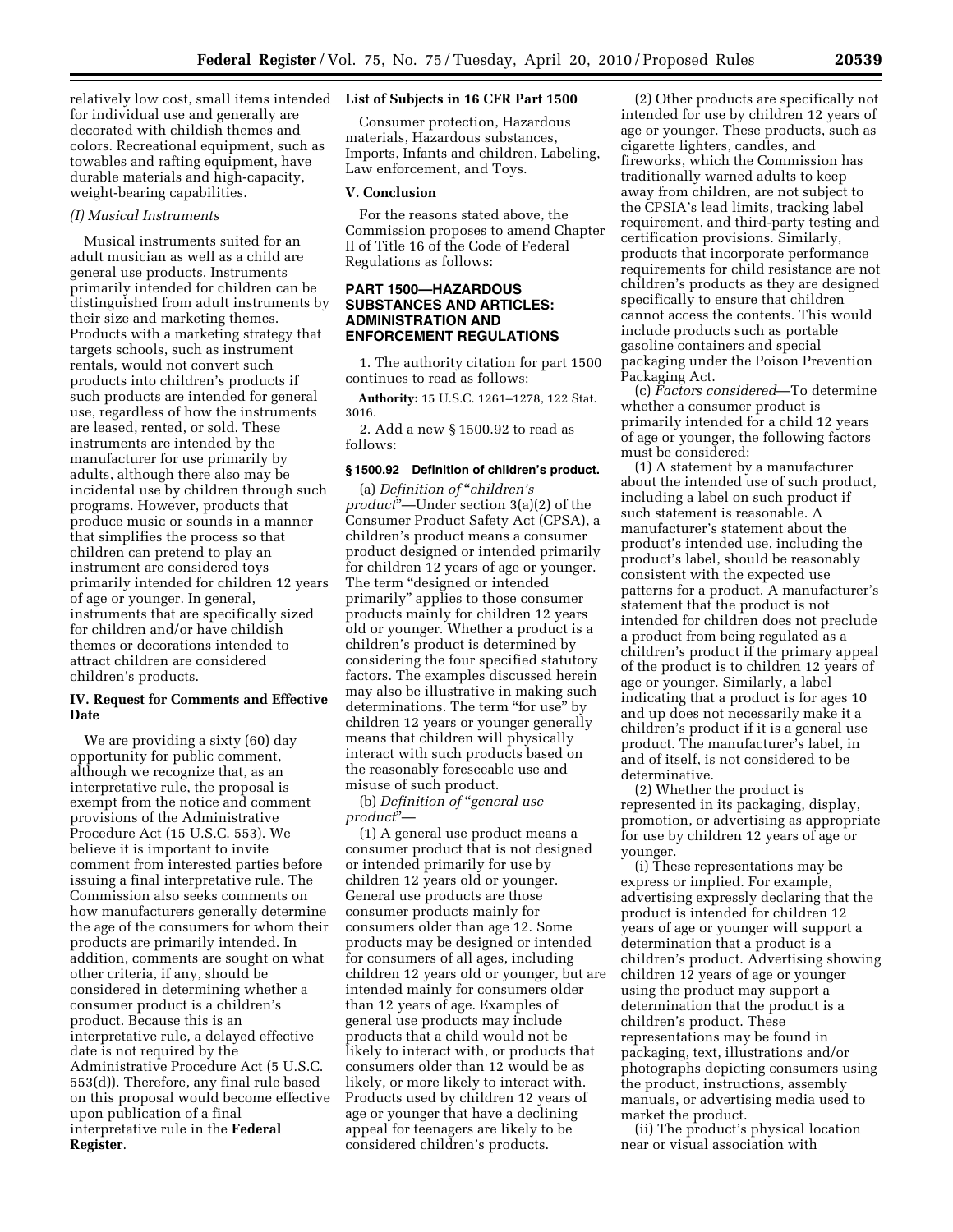relatively low cost, small items intended for individual use and generally are decorated with childish themes and colors. Recreational equipment, such as towables and rafting equipment, have durable materials and high-capacity, weight-bearing capabilities.

*(I) Musical Instruments*

Musical instruments suited for an adult musician as well as a child are general use products. Instruments primarily intended for children can be distinguished from adult instruments by their size and marketing themes. Products with a marketing strategy that targets schools, such as instrument rentals, would not convert such products into children's products if such products are intended for general use, regardless of how the instruments are leased, rented, or sold. These instruments are intended by the manufacturer for use primarily by adults, although there also may be incidental use by children through such programs. However, products that produce music or sounds in a manner that simplifies the process so that children can pretend to play an instrument are considered toys primarily intended for children 12 years of age or younger. In general, instruments that are specifically sized for children and/or have childish themes or decorations intended to attract children are considered children's products.

## IV. Request for Comments and Effective Date

We are providing a sixty (60) day opportunity for public comment, although we recognize that, as an interpretative rule, the proposal is exempt from the notice and comment provisions of the Administrative Procedure Act (15 U.S.C. 553). We believe it is important to invite comment from interested parties before issuing a final interpretative rule. The Commission also seeks comments on how manufacturers generally determine the age of the consumers for whom their products are primarily intended. In addition, comments are sought on what other criteria, if any, should be considered in determining whether a consumer product is a children's product. Because this is an interpretative rule, a delayed effective date is not required by the Administrative Procedure Act (5 U.S.C. 553(d)). Therefore, any final rule based on this proposal would become effective upon publication of a final interpretative rule in the **Federal Register**.

## List of Subjects in 16 CFR Part 1500

Consumer protection, Hazardous materials, Hazardous substances, Imports, Infants and children, Labeling, Law enforcement, and Toys.

## V. Conclusion

For the reasons stated above, the Commission proposes to amend Chapter II of Title 16 of the Code of Federal Regulations as follows:

## PART 1500—HAZARDOUS SUBSTANCES AND ARTICLES: ADMINISTRATION AND ENFORCEMENT REGULATIONS

1. The authority citation for part 1500 continues to read as follows:

**Authority:** 15 U.S.C. 1261–1278, 122 Stat. 3016.

2. Add a new § 1500.92 to read as follows:

### § 1500.92 Definition of children's product.

(a) *Definition of "children's product"*—Under section 3(a)(2) of the Consumer Product Safety Act (CPSA), a children's product means a consumer product designed or intended primarily for children 12 years of age or younger. The term "designed or intended primarily" applies to those consumer products mainly for children 12 years old or younger. Whether a product is a children's product is determined by considering the four specified statutory factors. The examples discussed herein may also be illustrative in making such determinations. The term "for use" by children 12 years or younger generally means that children will physically interact with such products based on the reasonably foreseeable use and misuse of such product.

(b) *Definition of "general use product"*—

(1) A general use product means a consumer product that is not designed or intended primarily for use by children 12 years old or younger. General use products are those consumer products mainly for consumers older than age 12. Some products may be designed or intended for consumers of all ages, including children 12 years old or younger, but are intended mainly for consumers older than 12 years of age. Examples of general use products may include products that a child would not be likely to interact with, or products that consumers older than 12 would be as likely, or more likely to interact with. Products used by children 12 years of age or younger that have a declining appeal for teenagers are likely to be considered children's products.

(2) Other products are specifically not intended for use by children 12 years of age or younger. These products, such as cigarette lighters, candles, and fireworks, which the Commission has traditionally warned adults to keep away from children, are not subject to the CPSIA's lead limits, tracking label requirement, and third-party testing and certification provisions. Similarly, products that incorporate performance requirements for child resistance are not children's products as they are designed specifically to ensure that children cannot access the contents. This would include products such as portable gasoline containers and special packaging under the Poison Prevention Packaging Act.

(c) *Factors considered*—To determine whether a consumer product is primarily intended for a child 12 years of age or younger, the following factors must be considered:

(1) A statement by a manufacturer about the intended use of such product, including a label on such product if such statement is reasonable. A manufacturer's statement about the product's intended use, including the product's label, should be reasonably consistent with the expected use patterns for a product. A manufacturer's statement that the product is not intended for children does not preclude a product from being regulated as a children's product if the primary appeal of the product is to children 12 years of age or younger. Similarly, a label indicating that a product is for ages 10 and up does not necessarily make it a children's product if it is a general use product. The manufacturer's label, in and of itself, is not considered to be determinative.

(2) Whether the product is represented in its packaging, display, promotion, or advertising as appropriate for use by children 12 years of age or younger.

(i) These representations may be express or implied. For example, advertising expressly declaring that the product is intended for children 12 years of age or younger will support a determination that a product is a children's product. Advertising showing children 12 years of age or younger using the product may support a determination that the product is a children's product. These representations may be found in packaging, text, illustrations and/or photographs depicting consumers using the product, instructions, assembly manuals, or advertising media used to market the product.

(ii) The product's physical location near or visual association with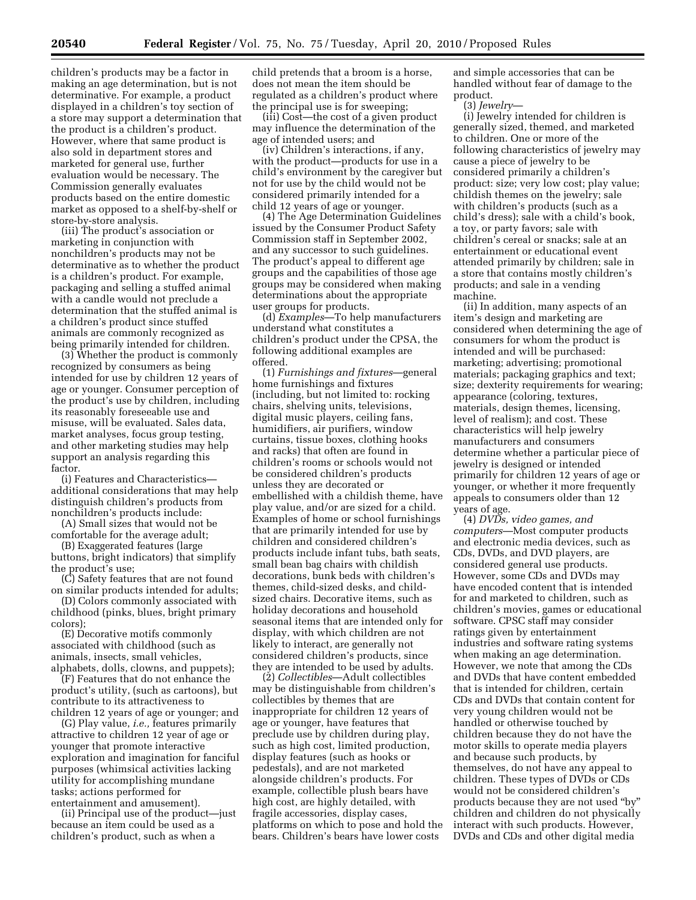children's products may be a factor in making an age determination, but is not determinative. For example, a product displayed in a children's toy section of a store may support a determination that the product is a children's product. However, where that same product is also sold in department stores and marketed for general use, further evaluation would be necessary. The Commission generally evaluates products based on the entire domestic market as opposed to a shelf-by-shelf or store-by-store analysis.

(iii) The product's association or marketing in conjunction with nonchildren's products may not be determinative as to whether the product is a children's product. For example, packaging and selling a stuffed animal with a candle would not preclude a determination that the stuffed animal is a children's product since stuffed animals are commonly recognized as being primarily intended for children.

(3) Whether the product is commonly recognized by consumers as being intended for use by children 12 years of age or younger. Consumer perception of the product's use by children, including its reasonably foreseeable use and misuse, will be evaluated. Sales data, market analyses, focus group testing, and other marketing studies may help support an analysis regarding this factor.

(i) Features and Characteristics—additional considerations that may help distinguish children's products from nonchildren's products include:

(A) Small sizes that would not be comfortable for the average adult;

(B) Exaggerated features (large buttons, bright indicators) that simplify the product's use;

(C) Safety features that are not found on similar products intended for adults;

(D) Colors commonly associated with childhood (pinks, blues, bright primary colors);

(E) Decorative motifs commonly associated with childhood (such as animals, insects, small vehicles, alphabets, dolls, clowns, and puppets);

(F) Features that do not enhance the product's utility, (such as cartoons), but contribute to its attractiveness to children 12 years of age or younger; and

(G) Play value, *i.e.,* features primarily attractive to children 12 year of age or younger that promote interactive exploration and imagination for fanciful purposes (whimsical activities lacking utility for accomplishing mundane tasks; actions performed for entertainment and amusement).

(ii) Principal use of the product—just because an item could be used as a children's product, such as when a child pretends that a broom is a horse, does not mean the item should be regulated as a children's product where the principal use is for sweeping;

(iii) Cost—the cost of a given product may influence the determination of the age of intended users; and

(iv) Children's interactions, if any, with the product—products for use in a child's environment by the caregiver but not for use by the child would not be considered primarily intended for a child 12 years of age or younger.

(4) The Age Determination Guidelines issued by the Consumer Product Safety Commission staff in September 2002, and any successor to such guidelines. The product's appeal to different age groups and the capabilities of those age groups may be considered when making determinations about the appropriate user groups for products.

(d) *Examples*—To help manufacturers understand what constitutes a children's product under the CPSA, the following additional examples are offered.

(1) *Furnishings and fixtures*—general home furnishings and fixtures (including, but not limited to: rocking chairs, shelving units, televisions, digital music players, ceiling fans, humidifiers, air purifiers, window curtains, tissue boxes, clothing hooks and racks) that often are found in children's rooms or schools would not be considered children's products unless they are decorated or embellished with a childish theme, have play value, and/or are sized for a child. Examples of home or school furnishings that are primarily intended for use by children and considered children's products include infant tubs, bath seats, small bean bag chairs with childish decorations, bunk beds with children's themes, child-sized desks, and child-sized chairs. Decorative items, such as holiday decorations and household seasonal items that are intended only for display, with which children are not likely to interact, are generally not considered children's products, since they are intended to be used by adults.

(2) *Collectibles*—Adult collectibles may be distinguishable from children's collectibles by themes that are inappropriate for children 12 years of age or younger, have features that preclude use by children during play, such as high cost, limited production, display features (such as hooks or pedestals), and are not marketed alongside children's products. For example, collectible plush bears have high cost, are highly detailed, with fragile accessories, display cases, platforms on which to pose and hold the bears. Children's bears have lower costs and simple accessories that can be handled without fear of damage to the product.

(3) *Jewelry*—

(i) Jewelry intended for children is generally sized, themed, and marketed to children. One or more of the following characteristics of jewelry may cause a piece of jewelry to be considered primarily a children's product: size; very low cost; play value; childish themes on the jewelry; sale with children's products (such as a child's dress); sale with a child's book, a toy, or party favors; sale with children's cereal or snacks; sale at an entertainment or educational event attended primarily by children; sale in a store that contains mostly children's products; and sale in a vending machine.

(ii) In addition, many aspects of an item's design and marketing are considered when determining the age of consumers for whom the product is intended and will be purchased: marketing; advertising; promotional materials; packaging graphics and text; size; dexterity requirements for wearing; appearance (coloring, textures, materials, design themes, licensing, level of realism); and cost. These characteristics will help jewelry manufacturers and consumers determine whether a particular piece of jewelry is designed or intended primarily for children 12 years of age or younger, or whether it more frequently appeals to consumers older than 12 years of age.

(4) *DVDs, video games, and computers*—Most computer products and electronic media devices, such as CDs, DVDs, and DVD players, are considered general use products. However, some CDs and DVDs may have encoded content that is intended for and marketed to children, such as children's movies, games or educational software. CPSC staff may consider ratings given by entertainment industries and software rating systems when making an age determination. However, we note that among the CDs and DVDs that have content embedded that is intended for children, certain CDs and DVDs that contain content for very young children would not be handled or otherwise touched by children because they do not have the motor skills to operate media players and because such products, by themselves, do not have any appeal to children. These types of DVDs or CDs would not be considered children's products because they are not used "by" children and children do not physically interact with such products. However, DVDs and CDs and other digital media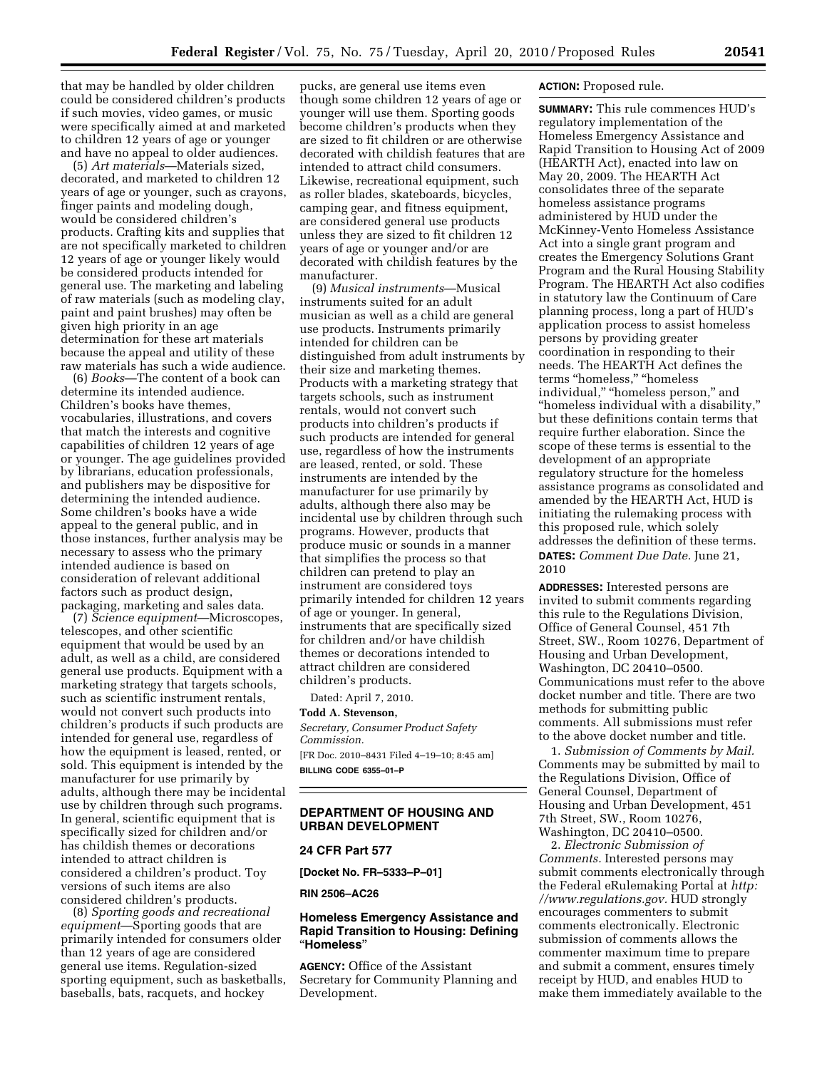that may be handled by older children could be considered children's products if such movies, video games, or music were specifically aimed at and marketed to children 12 years of age or younger and have no appeal to older audiences.

(5) *Art materials*—Materials sized, decorated, and marketed to children 12 years of age or younger, such as crayons, finger paints and modeling dough, would be considered children's products. Crafting kits and supplies that are not specifically marketed to children 12 years of age or younger likely would be considered products intended for general use. The marketing and labeling of raw materials (such as modeling clay, paint and paint brushes) may often be given high priority in an age determination for these art materials because the appeal and utility of these raw materials has such a wide audience.

(6) *Books*—The content of a book can determine its intended audience. Children's books have themes, vocabularies, illustrations, and covers that match the interests and cognitive capabilities of children 12 years of age or younger. The age guidelines provided by librarians, education professionals, and publishers may be dispositive for determining the intended audience. Some children's books have a wide appeal to the general public, and in those instances, further analysis may be necessary to assess who the primary intended audience is based on consideration of relevant additional factors such as product design, packaging, marketing and sales data.

(7) *Science equipment*—Microscopes, telescopes, and other scientific equipment that would be used by an adult, as well as a child, are considered general use products. Equipment with a marketing strategy that targets schools, such as scientific instrument rentals, would not convert such products into children's products if such products are intended for general use, regardless of how the equipment is leased, rented, or sold. This equipment is intended by the manufacturer for use primarily by adults, although there may be incidental use by children through such programs. In general, scientific equipment that is specifically sized for children and/or has childish themes or decorations intended to attract children is considered a children's product. Toy versions of such items are also considered children's products.

(8) *Sporting goods and recreational equipment*—Sporting goods that are primarily intended for consumers older than 12 years of age are considered general use items. Regulation-sized sporting equipment, such as basketballs, baseballs, bats, racquets, and hockey pucks, are general use items even though some children 12 years of age or younger will use them. Sporting goods become children's products when they are sized to fit children or are otherwise decorated with childish features that are intended to attract child consumers. Likewise, recreational equipment, such as roller blades, skateboards, bicycles, camping gear, and fitness equipment, are considered general use products unless they are sized to fit children 12 years of age or younger and/or are decorated with childish features by the manufacturer.

(9) *Musical instruments*—Musical instruments suited for an adult musician as well as a child are general use products. Instruments primarily intended for children can be distinguished from adult instruments by their size and marketing themes. Products with a marketing strategy that targets schools, such as instrument rentals, would not convert such products into children's products if such products are intended for general use, regardless of how the instruments are leased, rented, or sold. These instruments are intended by the manufacturer for use primarily by adults, although there also may be incidental use by children through such programs. However, products that produce music or sounds in a manner that simplifies the process so that children can pretend to play an instrument are considered toys primarily intended for children 12 years of age or younger. In general, instruments that are specifically sized for children and/or have childish themes or decorations intended to attract children are considered children's products.

Dated: April 7, 2010.

**Todd A. Stevenson,**

*Secretary, Consumer Product Safety Commission.*

[FR Doc. 2010–8431 Filed 4–19–10; 8:45 am]

**BILLING CODE 6355–01–P**

---

## DEPARTMENT OF HOUSING AND URBAN DEVELOPMENT

### 24 CFR Part 577

**[Docket No. FR–5333–P–01]**

**RIN 2506–AC26**

### Homeless Emergency Assistance and Rapid Transition to Housing: Defining "Homeless"

**AGENCY:** Office of the Assistant Secretary for Community Planning and Development.

**ACTION:** Proposed rule.

**SUMMARY:** This rule commences HUD's regulatory implementation of the Homeless Emergency Assistance and Rapid Transition to Housing Act of 2009 (HEARTH Act), enacted into law on May 20, 2009. The HEARTH Act consolidates three of the separate homeless assistance programs administered by HUD under the McKinney-Vento Homeless Assistance Act into a single grant program and creates the Emergency Solutions Grant Program and the Rural Housing Stability Program. The HEARTH Act also codifies in statutory law the Continuum of Care planning process, long a part of HUD's application process to assist homeless persons by providing greater coordination in responding to their needs. The HEARTH Act defines the terms "homeless," "homeless individual," "homeless person," and "homeless individual with a disability," but these definitions contain terms that require further elaboration. Since the scope of these terms is essential to the development of an appropriate regulatory structure for the homeless assistance programs as consolidated and amended by the HEARTH Act, HUD is initiating the rulemaking process with this proposed rule, which solely addresses the definition of these terms.

**DATES:** *Comment Due Date.* June 21, 2010

**ADDRESSES:** Interested persons are invited to submit comments regarding this rule to the Regulations Division, Office of General Counsel, 451 7th Street, SW., Room 10276, Department of Housing and Urban Development, Washington, DC 20410–0500. Communications must refer to the above docket number and title. There are two methods for submitting public comments. All submissions must refer to the above docket number and title.

1. *Submission of Comments by Mail.* Comments may be submitted by mail to the Regulations Division, Office of General Counsel, Department of Housing and Urban Development, 451 7th Street, SW., Room 10276, Washington, DC 20410–0500.

2. *Electronic Submission of Comments.* Interested persons may submit comments electronically through the Federal eRulemaking Portal at *http://www.regulations.gov.* HUD strongly encourages commenters to submit comments electronically. Electronic submission of comments allows the commenter maximum time to prepare and submit a comment, ensures timely receipt by HUD, and enables HUD to make them immediately available to the